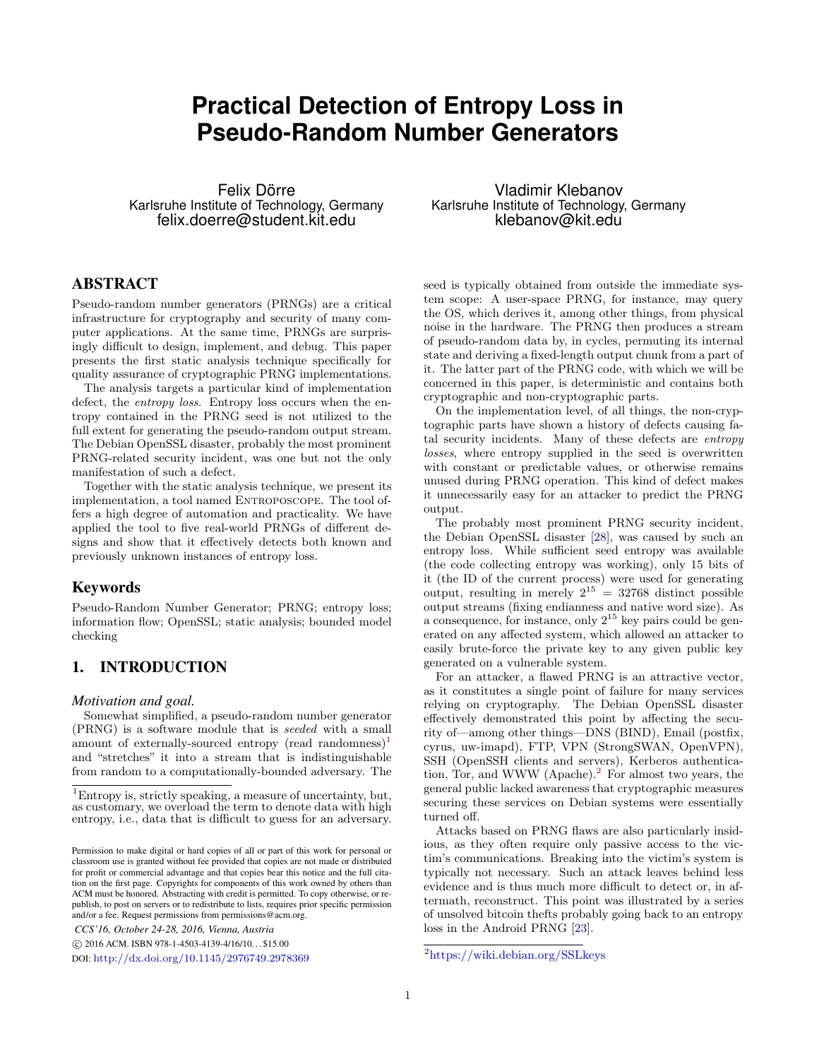# Practical Detection of Entropy Loss in Pseudo-Random Number Generators

Felix Dörre
Karlsruhe Institute of Technology, Germany
felix.doerre@student.kit.edu

Vladimir Klebanov
Karlsruhe Institute of Technology, Germany
klebanov@kit.edu

## ABSTRACT

Pseudo-random number generators (PRNGs) are a critical infrastructure for cryptography and security of many computer applications. At the same time, PRNGs are surprisingly difficult to design, implement, and debug. This paper presents the first static analysis technique specifically for quality assurance of cryptographic PRNG implementations.

The analysis targets a particular kind of implementation defect, the *entropy loss*. Entropy loss occurs when the entropy contained in the PRNG seed is not utilized to the full extent for generating the pseudo-random output stream. The Debian OpenSSL disaster, probably the most prominent PRNG-related security incident, was one but not the only manifestation of such a defect.

Together with the static analysis technique, we present its implementation, a tool named ENTROPOSCOPE. The tool offers a high degree of automation and practicality. We have applied the tool to five real-world PRNGs of different designs and show that it effectively detects both known and previously unknown instances of entropy loss.

### Keywords

Pseudo-Random Number Generator; PRNG; entropy loss; information flow; OpenSSL; static analysis; bounded model checking

## 1. INTRODUCTION

### *Motivation and goal.*

Somewhat simplified, a pseudo-random number generator (PRNG) is a software module that is *seeded* with a small amount of externally-sourced entropy (read randomness)[1] and "stretches" it into a stream that is indistinguishable from random to a computationally-bounded adversary. The seed is typically obtained from outside the immediate system scope: A user-space PRNG, for instance, may query the OS, which derives it, among other things, from physical noise in the hardware. The PRNG then produces a stream of pseudo-random data by, in cycles, permuting its internal state and deriving a fixed-length output chunk from a part of it. The latter part of the PRNG code, with which we will be concerned in this paper, is deterministic and contains both cryptographic and non-cryptographic parts.

On the implementation level, of all things, the non-cryptographic parts have shown a history of defects causing fatal security incidents. Many of these defects are *entropy losses*, where entropy supplied in the seed is overwritten with constant or predictable values, or otherwise remains unused during PRNG operation. This kind of defect makes it unnecessarily easy for an attacker to predict the PRNG output.

The probably most prominent PRNG security incident, the Debian OpenSSL disaster [28], was caused by such an entropy loss. While sufficient seed entropy was available (the code collecting entropy was working), only 15 bits of it (the ID of the current process) were used for generating output, resulting in merely $2^{15} = 32768$ distinct possible output streams (fixing endianness and native word size). As a consequence, for instance, only $2^{15}$ key pairs could be generated on any affected system, which allowed an attacker to easily brute-force the private key to any given public key generated on a vulnerable system.

For an attacker, a flawed PRNG is an attractive vector, as it constitutes a single point of failure for many services relying on cryptography. The Debian OpenSSL disaster effectively demonstrated this point by affecting the security of—among other things—DNS (BIND), Email (postfix, cyrus, uw-imapd), FTP, VPN (StrongSWAN, OpenVPN), SSH (OpenSSH clients and servers), Kerberos authentication, Tor, and WWW (Apache).[2] For almost two years, the general public lacked awareness that cryptographic measures securing these services on Debian systems were essentially turned off.

Attacks based on PRNG flaws are also particularly insidious, as they often require only passive access to the victim's communications. Breaking into the victim's system is typically not necessary. Such an attack leaves behind less evidence and is thus much more difficult to detect or, in aftermath, reconstruct. This point was illustrated by a series of unsolved bitcoin thefts probably going back to an entropy loss in the Android PRNG [23].

[1] Entropy is, strictly speaking, a measure of uncertainty, but, as customary, we overload the term to denote data with high entropy, i.e., data that is difficult to guess for an adversary.

[2] https://wiki.debian.org/SSLkeys

Permission to make digital or hard copies of all or part of this work for personal or classroom use is granted without fee provided that copies are not made or distributed for profit or commercial advantage and that copies bear this notice and the full citation on the first page. Copyrights for components of this work owned by others than ACM must be honored. Abstracting with credit is permitted. To copy otherwise, or republish, to post on servers or to redistribute to lists, requires prior specific permission and/or a fee. Request permissions from permissions@acm.org.

*CCS'16, October 24-28, 2016, Vienna, Austria*
© 2016 ACM. ISBN 978-1-4503-4139-4/16/10…$15.00
DOI: http://dx.doi.org/10.1145/2976749.2978369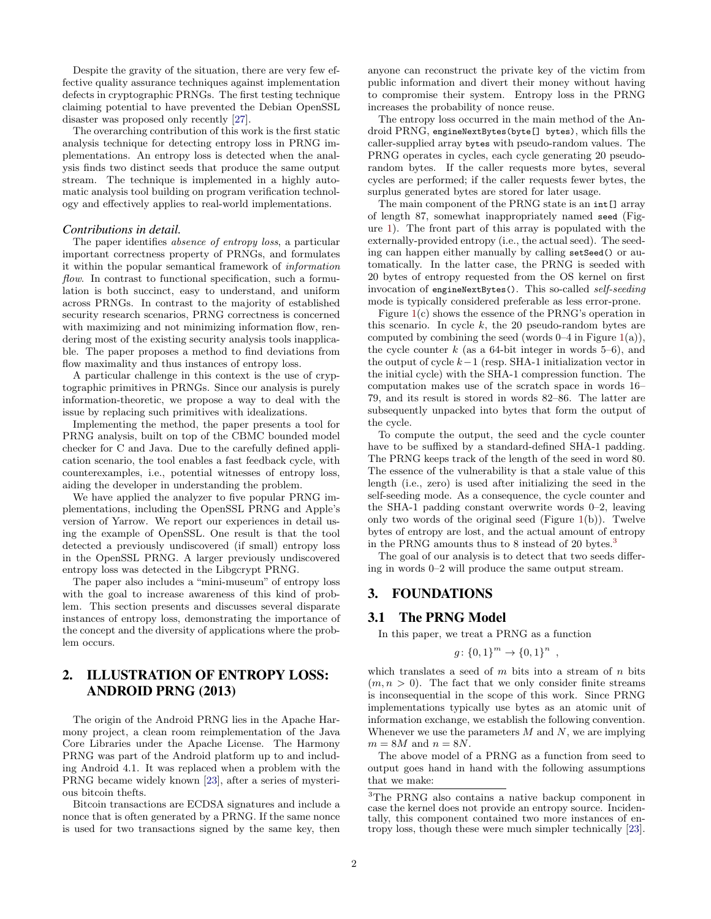Despite the gravity of the situation, there are very few effective quality assurance techniques against implementation defects in cryptographic PRNGs. The first testing technique claiming potential to have prevented the Debian OpenSSL disaster was proposed only recently [27].

The overarching contribution of this work is the first static analysis technique for detecting entropy loss in PRNG implementations. An entropy loss is detected when the analysis finds two distinct seeds that produce the same output stream. The technique is implemented in a highly automatic analysis tool building on program verification technology and effectively applies to real-world implementations.

### *Contributions in detail.*

The paper identifies *absence of entropy loss*, a particular important correctness property of PRNGs, and formulates it within the popular semantical framework of *information flow*. In contrast to functional specification, such a formulation is both succinct, easy to understand, and uniform across PRNGs. In contrast to the majority of established security research scenarios, PRNG correctness is concerned with maximizing and not minimizing information flow, rendering most of the existing security analysis tools inapplicable. The paper proposes a method to find deviations from flow maximality and thus instances of entropy loss.

A particular challenge in this context is the use of cryptographic primitives in PRNGs. Since our analysis is purely information-theoretic, we propose a way to deal with the issue by replacing such primitives with idealizations.

Implementing the method, the paper presents a tool for PRNG analysis, built on top of the CBMC bounded model checker for C and Java. Due to the carefully defined application scenario, the tool enables a fast feedback cycle, with counterexamples, i.e., potential witnesses of entropy loss, aiding the developer in understanding the problem.

We have applied the analyzer to five popular PRNG implementations, including the OpenSSL PRNG and Apple's version of Yarrow. We report our experiences in detail using the example of OpenSSL. One result is that the tool detected a previously undiscovered (if small) entropy loss in the OpenSSL PRNG. A larger previously undiscovered entropy loss was detected in the Libgcrypt PRNG.

The paper also includes a "mini-museum" of entropy loss with the goal to increase awareness of this kind of problem. This section presents and discusses several disparate instances of entropy loss, demonstrating the importance of the concept and the diversity of applications where the problem occurs.

## 2. ILLUSTRATION OF ENTROPY LOSS: ANDROID PRNG (2013)

The origin of the Android PRNG lies in the Apache Harmony project, a clean room reimplementation of the Java Core Libraries under the Apache License. The Harmony PRNG was part of the Android platform up to and including Android 4.1. It was replaced when a problem with the PRNG became widely known [23], after a series of mysterious bitcoin thefts.

Bitcoin transactions are ECDSA signatures and include a nonce that is often generated by a PRNG. If the same nonce is used for two transactions signed by the same key, then anyone can reconstruct the private key of the victim from public information and divert their money without having to compromise their system. Entropy loss in the PRNG increases the probability of nonce reuse.

The entropy loss occurred in the main method of the Android PRNG, `engineNextBytes(byte[] bytes)`, which fills the caller-supplied array `bytes` with pseudo-random values. The PRNG operates in cycles, each cycle generating 20 pseudo-random bytes. If the caller requests more bytes, several cycles are performed; if the caller requests fewer bytes, the surplus generated bytes are stored for later usage.

The main component of the PRNG state is an `int[]` array of length 87, somewhat inappropriately named `seed` (Figure 1). The front part of this array is populated with the externally-provided entropy (i.e., the actual seed). The seeding can happen either manually by calling `setSeed()` or automatically. In the latter case, the PRNG is seeded with 20 bytes of entropy requested from the OS kernel on first invocation of `engineNextBytes()`. This so-called *self-seeding* mode is typically considered preferable as less error-prone.

Figure 1(c) shows the essence of the PRNG's operation in this scenario. In cycle $k$, the 20 pseudo-random bytes are computed by combining the seed (words 0–4 in Figure 1(a)), the cycle counter $k$ (as a 64-bit integer in words 5–6), and the output of cycle $k-1$ (resp. SHA-1 initialization vector in the initial cycle) with the SHA-1 compression function. The computation makes use of the scratch space in words 16–79, and its result is stored in words 82–86. The latter are subsequently unpacked into bytes that form the output of the cycle.

To compute the output, the seed and the cycle counter have to be suffixed by a standard-defined SHA-1 padding. The PRNG keeps track of the length of the seed in word 80. The essence of the vulnerability is that a stale value of this length (i.e., zero) is used after initializing the seed in the self-seeding mode. As a consequence, the cycle counter and the SHA-1 padding constant overwrite words 0–2, leaving only two words of the original seed (Figure 1(b)). Twelve bytes of entropy are lost, and the actual amount of entropy in the PRNG amounts thus to 8 instead of 20 bytes.[3]

The goal of our analysis is to detect that two seeds differing in words 0–2 will produce the same output stream.

## 3. FOUNDATIONS

### 3.1 The PRNG Model

In this paper, we treat a PRNG as a function

$$g\colon \{0,1\}^m \to \{0,1\}^n \ ,$$

which translates a seed of $m$ bits into a stream of $n$ bits ($m, n > 0$). The fact that we only consider finite streams is inconsequential in the scope of this work. Since PRNG implementations typically use bytes as an atomic unit of information exchange, we establish the following convention. Whenever we use the parameters $M$ and $N$, we are implying $m = 8M$ and $n = 8N$.

The above model of a PRNG as a function from seed to output goes hand in hand with the following assumptions that we make:

[3] The PRNG also contains a native backup component in case the kernel does not provide an entropy source. Incidentally, this component contained two more instances of entropy loss, though these were much simpler technically [23].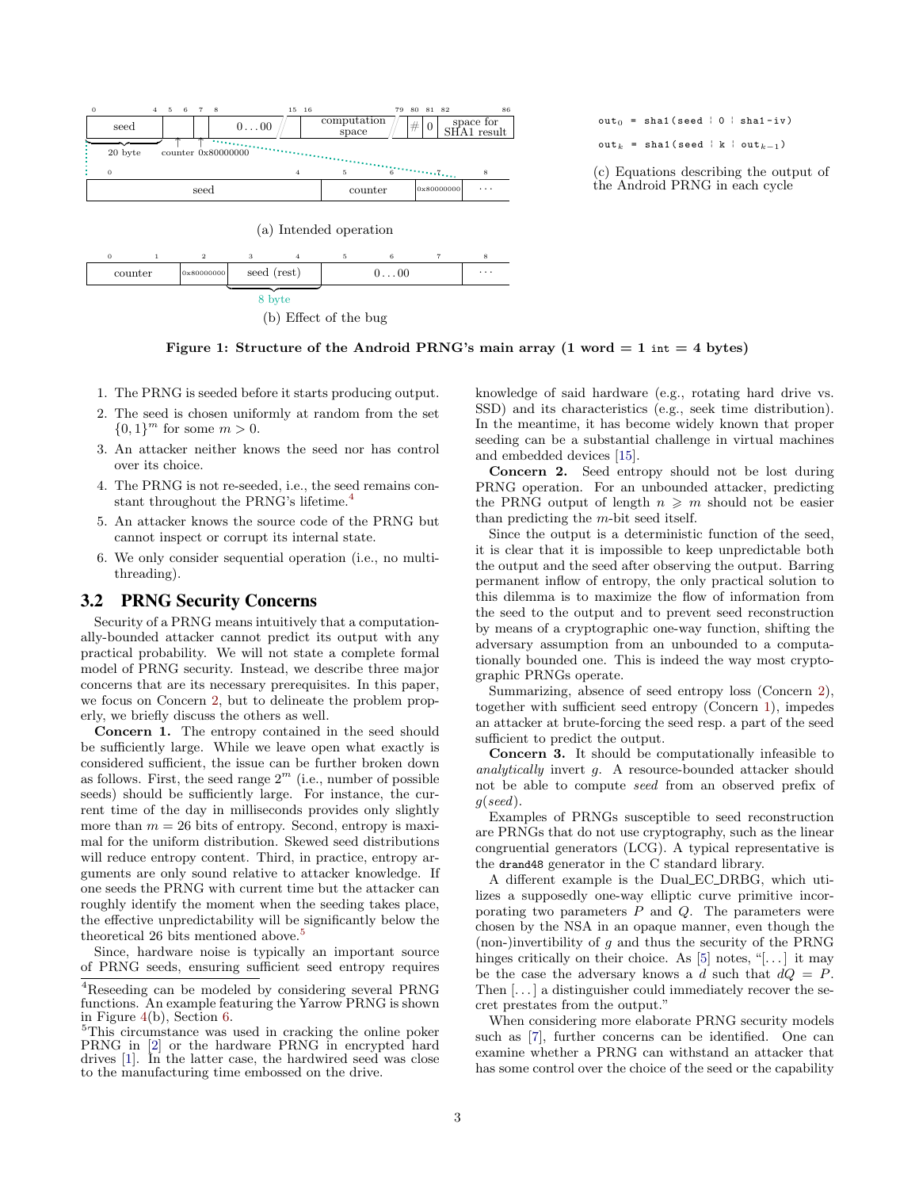| 0 | 4 | 5 | 6 | 7 | 8 | 15 | 16 | 79 | 80 | 81 | 82 | 86 |
|---|---|---|---|---|---|---|---|---|---|---|---|---|
| seed | | | | | 0...00 | | computation space | | # | 0 | space for SHA1 result | |

20 byte — counter 0x80000000

| 0 | 4 | 5 | 6 | 7 | 8 |
|---|---|---|---|---|---|
| seed | | counter | | 0x80000000 | ... |

(a) Intended operation

| 0 | 1 | 2 | 3 | 4 | 5 | 6 | 7 | 8 |
|---|---|---|---|---|---|---|---|---|
| counter | | 0x80000000 | seed (rest) | | 0...00 | | | ... |

8 byte

(b) Effect of the bug

```
out_0 = sha1(seed ¦ 0 ¦ sha1-iv)

out_k = sha1(seed ¦ k ¦ out_{k-1})
```

(c) Equations describing the output of the Android PRNG in each cycle

**Figure 1: Structure of the Android PRNG's main array (1 word = 1 `int` = 4 bytes)**

1. The PRNG is seeded before it starts producing output.
2. The seed is chosen uniformly at random from the set $\{0,1\}^m$ for some $m > 0$.
3. An attacker neither knows the seed nor has control over its choice.
4. The PRNG is not re-seeded, i.e., the seed remains constant throughout the PRNG's lifetime.[4]
5. An attacker knows the source code of the PRNG but cannot inspect or corrupt its internal state.
6. We only consider sequential operation (i.e., no multi-threading).

## 3.2 PRNG Security Concerns

Security of a PRNG means intuitively that a computationally-bounded attacker cannot predict its output with any practical probability. We will not state a complete formal model of PRNG security. Instead, we describe three major concerns that are its necessary prerequisites. In this paper, we focus on Concern 2, but to delineate the problem properly, we briefly discuss the others as well.

**Concern 1.** The entropy contained in the seed should be sufficiently large. While we leave open what exactly is considered sufficient, the issue can be further broken down as follows. First, the seed range $2^m$ (i.e., number of possible seeds) should be sufficiently large. For instance, the current time of the day in milliseconds provides only slightly more than $m = 26$ bits of entropy. Second, entropy is maximal for the uniform distribution. Skewed seed distributions will reduce entropy content. Third, in practice, entropy arguments are only sound relative to attacker knowledge. If one seeds the PRNG with current time but the attacker can roughly identify the moment when the seeding takes place, the effective unpredictability will be significantly below the theoretical 26 bits mentioned above.[5]

Since, hardware noise is typically an important source of PRNG seeds, ensuring sufficient seed entropy requires knowledge of said hardware (e.g., rotating hard drive vs. SSD) and its characteristics (e.g., seek time distribution). In the meantime, it has become widely known that proper seeding can be a substantial challenge in virtual machines and embedded devices [15].

**Concern 2.** Seed entropy should not be lost during PRNG operation. For an unbounded attacker, predicting the PRNG output of length $n \geqslant m$ should not be easier than predicting the $m$-bit seed itself.

Since the output is a deterministic function of the seed, it is clear that it is impossible to keep unpredictable both the output and the seed after observing the output. Barring permanent inflow of entropy, the only practical solution to this dilemma is to maximize the flow of information from the seed to the output and to prevent seed reconstruction by means of a cryptographic one-way function, shifting the adversary assumption from an unbounded to a computationally bounded one. This is indeed the way most cryptographic PRNGs operate.

Summarizing, absence of seed entropy loss (Concern 2), together with sufficient seed entropy (Concern 1), impedes an attacker at brute-forcing the seed resp. a part of the seed sufficient to predict the output.

**Concern 3.** It should be computationally infeasible to *analytically* invert $g$. A resource-bounded attacker should not be able to compute *seed* from an observed prefix of $g(seed)$.

Examples of PRNGs susceptible to seed reconstruction are PRNGs that do not use cryptography, such as the linear congruential generators (LCG). A typical representative is the `drand48` generator in the C standard library.

A different example is the Dual_EC_DRBG, which utilizes a supposedly one-way elliptic curve primitive incorporating two parameters $P$ and $Q$. The parameters were chosen by the NSA in an opaque manner, even though the (non-)invertibility of $g$ and thus the security of the PRNG hinges critically on their choice. As [5] notes, "[...] it may be the case the adversary knows a $d$ such that $dQ = P$. Then [...] a distinguisher could immediately recover the secret prestates from the output."

When considering more elaborate PRNG security models such as [7], further concerns can be identified. One can examine whether a PRNG can withstand an attacker that has some control over the choice of the seed or the capability

[4] Reseeding can be modeled by considering several PRNG functions. An example featuring the Yarrow PRNG is shown in Figure 4(b), Section 6.

[5] This circumstance was used in cracking the online poker PRNG in [2] or the hardware PRNG in encrypted hard drives [1]. In the latter case, the hardwired seed was close to the manufacturing time embossed on the drive.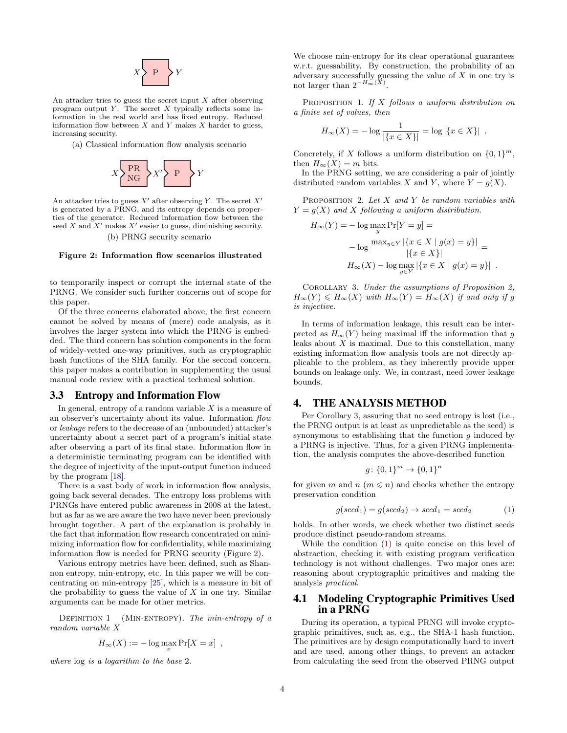$X$ → P → $Y$

An attacker tries to guess the secret input $X$ after observing program output $Y$. The secret $X$ typically reflects some information in the real world and has fixed entropy. Reduced information flow between $X$ and $Y$ makes $X$ harder to guess, increasing security.

(a) Classical information flow analysis scenario

$X$ → PRNG → $X'$ → P → $Y$

An attacker tries to guess $X'$ after observing $Y$. The secret $X'$ is generated by a PRNG, and its entropy depends on properties of the generator. Reduced information flow between the seed $X$ and $X'$ makes $X'$ easier to guess, diminishing security.

(b) PRNG security scenario

**Figure 2: Information flow scenarios illustrated**

to temporarily inspect or corrupt the internal state of the PRNG. We consider such further concerns out of scope for this paper.

Of the three concerns elaborated above, the first concern cannot be solved by means of (mere) code analysis, as it involves the larger system into which the PRNG is embedded. The third concern has solution components in the form of widely-vetted one-way primitives, such as cryptographic hash functions of the SHA family. For the second concern, this paper makes a contribution in supplementing the usual manual code review with a practical technical solution.

### 3.3 Entropy and Information Flow

In general, entropy of a random variable $X$ is a measure of an observer's uncertainty about its value. Information *flow* or *leakage* refers to the decrease of an (unbounded) attacker's uncertainty about a secret part of a program's initial state after observing a part of its final state. Information flow in a deterministic terminating program can be identified with the degree of injectivity of the input-output function induced by the program [18].

There is a vast body of work in information flow analysis, going back several decades. The entropy loss problems with PRNGs have entered public awareness in 2008 at the latest, but as far as we are aware the two have never been previously brought together. A part of the explanation is probably in the fact that information flow research concentrated on minimizing information flow for confidentiality, while maximizing information flow is needed for PRNG security (Figure 2).

Various entropy metrics have been defined, such as Shannon entropy, min-entropy, etc. In this paper we will be concentrating on min-entropy [25], which is a measure in bit of the probability to guess the value of $X$ in one try. Similar arguments can be made for other metrics.

Definition 1 (Min-entropy). *The min-entropy of a random variable $X$*

$$H_\infty(X) := -\log \max_x \Pr[X = x] \ ,$$

*where* log *is a logarithm to the base* 2.

We choose min-entropy for its clear operational guarantees w.r.t. guessability. By construction, the probability of an adversary successfully guessing the value of $X$ in one try is not larger than $2^{-H_\infty(X)}$.

Proposition 1. *If $X$ follows a uniform distribution on a finite set of values, then*

$$H_\infty(X) = -\log \frac{1}{|\{x \in X\}|} = \log |\{x \in X\}| \ .$$

Concretely, if $X$ follows a uniform distribution on $\{0,1\}^m$, then $H_\infty(X) = m$ bits.

In the PRNG setting, we are considering a pair of jointly distributed random variables $X$ and $Y$, where $Y = g(X)$.

Proposition 2. *Let $X$ and $Y$ be random variables with $Y = g(X)$ and $X$ following a uniform distribution.*

$$\begin{aligned} H_\infty(Y) = -\log \max_y \Pr[Y = y] = \\ -\log \frac{\max_{y \in Y} |\{x \in X \mid g(x) = y\}|}{|\{x \in X\}|} = \\ H_\infty(X) - \log \max_{y \in Y} |\{x \in X \mid g(x) = y\}| \ . \end{aligned}$$

Corollary 3. *Under the assumptions of Proposition 2, $H_\infty(Y) \leqslant H_\infty(X)$ with $H_\infty(Y) = H_\infty(X)$ if and only if $g$ is injective.*

In terms of information leakage, this result can be interpreted as $H_\infty(Y)$ being maximal iff the information that $g$ leaks about $X$ is maximal. Due to this constellation, many existing information flow analysis tools are not directly applicable to the problem, as they inherently provide upper bounds on leakage only. We, in contrast, need lower leakage bounds.

## 4. THE ANALYSIS METHOD

Per Corollary 3, assuring that no seed entropy is lost (i.e., the PRNG output is at least as unpredictable as the seed) is synonymous to establishing that the function $g$ induced by a PRNG is injective. Thus, for a given PRNG implementation, the analysis computes the above-described function

$$g\colon \{0,1\}^m \to \{0,1\}^n$$

for given $m$ and $n$ ($m \leqslant n$) and checks whether the entropy preservation condition

$$g(seed_1) = g(seed_2) \to seed_1 = seed_2 \qquad (1)$$

holds. In other words, we check whether two distinct seeds produce distinct pseudo-random streams.

While the condition (1) is quite concise on this level of abstraction, checking it with existing program verification technology is not without challenges. Two major ones are: reasoning about cryptographic primitives and making the analysis *practical*.

### 4.1 Modeling Cryptographic Primitives Used in a PRNG

During its operation, a typical PRNG will invoke cryptographic primitives, such as, e.g., the SHA-1 hash function. The primitives are by design computationally hard to invert and are used, among other things, to prevent an attacker from calculating the seed from the observed PRNG output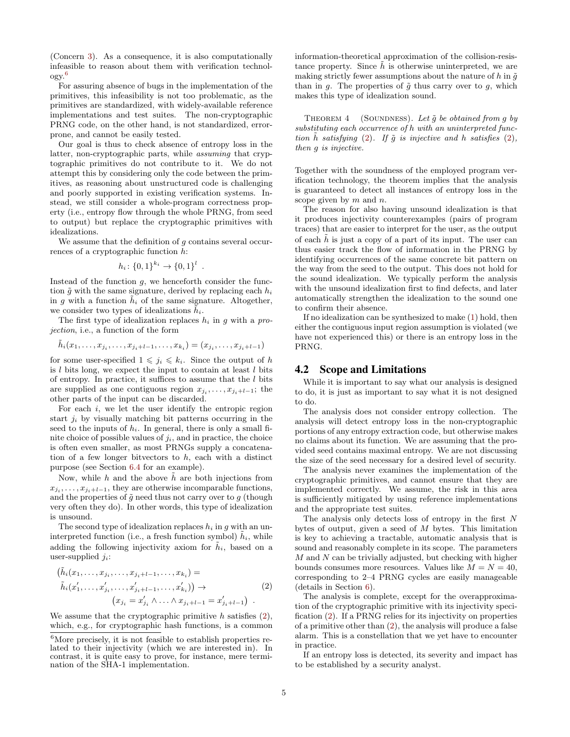(Concern 3). As a consequence, it is also computationally infeasible to reason about them with verification technology.[6]

For assuring absence of bugs in the implementation of the primitives, this infeasibility is not too problematic, as the primitives are standardized, with widely-available reference implementations and test suites. The non-cryptographic PRNG code, on the other hand, is not standardized, error-prone, and cannot be easily tested.

Our goal is thus to check absence of entropy loss in the latter, non-cryptographic parts, while *assuming* that cryptographic primitives do not contribute to it. We do not attempt this by considering only the code between the primitives, as reasoning about unstructured code is challenging and poorly supported in existing verification systems. Instead, we still consider a whole-program correctness property (i.e., entropy flow through the whole PRNG, from seed to output) but replace the cryptographic primitives with idealizations.

We assume that the definition of $g$ contains several occurrences of a cryptographic function $h$:

$$h_i \colon \{0,1\}^{k_i} \to \{0,1\}^l \ .$$

Instead of the function $g$, we henceforth consider the function $\tilde{g}$ with the same signature, derived by replacing each $h_i$ in $g$ with a function $\tilde{h}_i$ of the same signature. Altogether, we consider two types of idealizations $\tilde{h}_i$.

The first type of idealization replaces $h_i$ in $g$ with a *projection*, i.e., a function of the form

$$\tilde{h}_i(x_1, \ldots, x_{j_i}, \ldots, x_{j_i+l-1}, \ldots, x_{k_i}) = (x_{j_i}, \ldots, x_{j_i+l-1})$$

for some user-specified $1 \leqslant j_i \leqslant k_i$. Since the output of $h$ is $l$ bits long, we expect the input to contain at least $l$ bits of entropy. In practice, it suffices to assume that the $l$ bits are supplied as one contiguous region $x_{j_i}, \ldots, x_{j_i+l-1}$; the other parts of the input can be discarded.

For each $i$, we let the user identify the entropic region start $j_i$ by visually matching bit patterns occurring in the seed to the inputs of $h_i$. In general, there is only a small finite choice of possible values of $j_i$, and in practice, the choice is often even smaller, as most PRNGs supply a concatenation of a few longer bitvectors to $h$, each with a distinct purpose (see Section 6.4 for an example).

Now, while $h$ and the above $\tilde{h}$ are both injections from $x_{j_i}, \ldots, x_{j_i+l-1}$, they are otherwise incomparable functions, and the properties of $\tilde{g}$ need thus not carry over to $g$ (though very often they do). In other words, this type of idealization is unsound.

The second type of idealization replaces $h_i$ in $g$ with an uninterpreted function (i.e., a fresh function symbol) $\tilde{h}_i$, while adding the following injectivity axiom for $\tilde{h}_i$, based on a user-supplied $j_i$:

$$\begin{aligned}
&\big(\tilde{h}_i(x_1, \ldots, x_{j_i}, \ldots, x_{j_i+l-1}, \ldots, x_{k_i}) = \\
&\quad \tilde{h}_i(x'_1, \ldots, x'_{j_i}, \ldots, x'_{j_i+l-1}, \ldots, x'_{k_i})\big) \to \\
&\qquad\qquad \big(x_{j_i} = x'_{j_i} \wedge \ldots \wedge x_{j_i+l-1} = x'_{j_i+l-1}\big) \ .
\end{aligned} \tag{2}$$

We assume that the cryptographic primitive $h$ satisfies (2), which, e.g., for cryptographic hash functions, is a common information-theoretical approximation of the collision-resistance property. Since $\tilde{h}$ is otherwise uninterpreted, we are making strictly fewer assumptions about the nature of $h$ in $\tilde{g}$ than in $g$. The properties of $\tilde{g}$ thus carry over to $g$, which makes this type of idealization sound.

Theorem 4 (Soundness). *Let $\tilde{g}$ be obtained from $g$ by substituting each occurrence of $h$ with an uninterpreted function $\tilde{h}$ satisfying (2). If $\tilde{g}$ is injective and $h$ satisfies (2), then $g$ is injective.*

Together with the soundness of the employed program verification technology, the theorem implies that the analysis is guaranteed to detect all instances of entropy loss in the scope given by $m$ and $n$.

The reason for also having unsound idealization is that it produces injectivity counterexamples (pairs of program traces) that are easier to interpret for the user, as the output of each $\tilde{h}$ is just a copy of a part of its input. The user can thus easier track the flow of information in the PRNG by identifying occurrences of the same concrete bit pattern on the way from the seed to the output. This does not hold for the sound idealization. We typically perform the analysis with the unsound idealization first to find defects, and later automatically strengthen the idealization to the sound one to confirm their absence.

If no idealization can be synthesized to make (1) hold, then either the contiguous input region assumption is violated (we have not experienced this) or there is an entropy loss in the PRNG.

## 4.2 Scope and Limitations

While it is important to say what our analysis is designed to do, it is just as important to say what it is not designed to do.

The analysis does not consider entropy collection. The analysis will detect entropy loss in the non-cryptographic portions of any entropy extraction code, but otherwise makes no claims about its function. We are assuming that the provided seed contains maximal entropy. We are not discussing the size of the seed necessary for a desired level of security.

The analysis never examines the implementation of the cryptographic primitives, and cannot ensure that they are implemented correctly. We assume, the risk in this area is sufficiently mitigated by using reference implementations and the appropriate test suites.

The analysis only detects loss of entropy in the first $N$ bytes of output, given a seed of $M$ bytes. This limitation is key to achieving a tractable, automatic analysis that is sound and reasonably complete in its scope. The parameters $M$ and $N$ can be trivially adjusted, but checking with higher bounds consumes more resources. Values like $M = N = 40$, corresponding to 2–4 PRNG cycles are easily manageable (details in Section 6).

The analysis is complete, except for the overapproximation of the cryptographic primitive with its injectivity specification (2). If a PRNG relies for its injectivity on properties of a primitive other than (2), the analysis will produce a false alarm. This is a constellation that we yet have to encounter in practice.

If an entropy loss is detected, its severity and impact has to be established by a security analyst.

[6] More precisely, it is not feasible to establish properties related to their injectivity (which we are interested in). In contrast, it is quite easy to prove, for instance, mere termination of the SHA-1 implementation.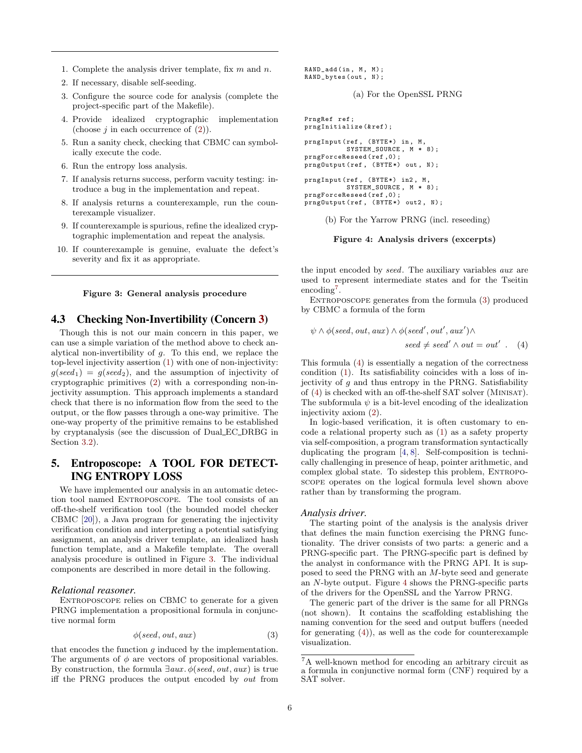1. Complete the analysis driver template, fix $m$ and $n$.
2. If necessary, disable self-seeding.
3. Configure the source code for analysis (complete the project-specific part of the Makefile).
4. Provide idealized cryptographic implementation (choose $j$ in each occurrence of (2)).
5. Run a sanity check, checking that CBMC can symbolically execute the code.
6. Run the entropy loss analysis.
7. If analysis returns success, perform vacuity testing: introduce a bug in the implementation and repeat.
8. If analysis returns a counterexample, run the counterexample visualizer.
9. If counterexample is spurious, refine the idealized cryptographic implementation and repeat the analysis.
10. If counterexample is genuine, evaluate the defect's severity and fix it as appropriate.

**Figure 3: General analysis procedure**

## 4.3 Checking Non-Invertibility (Concern 3)

Though this is not our main concern in this paper, we can use a simple variation of the method above to check analytical non-invertibility of $g$. To this end, we replace the top-level injectivity assertion (1) with one of non-injectivity: $g(seed_1) = g(seed_2)$, and the assumption of injectivity of cryptographic primitives (2) with a corresponding non-injectivity assumption. This approach implements a standard check that there is no information flow from the seed to the output, or the flow passes through a one-way primitive. The one-way property of the primitive remains to be established by cryptanalysis (see the discussion of Dual_EC_DRBG in Section 3.2).

# 5. Entroposcope: A TOOL FOR DETECTING ENTROPY LOSS

We have implemented our analysis in an automatic detection tool named Entroposcope. The tool consists of an off-the-shelf verification tool (the bounded model checker CBMC [20]), a Java program for generating the injectivity verification condition and interpreting a potential satisfying assignment, an analysis driver template, an idealized hash function template, and a Makefile template. The overall analysis procedure is outlined in Figure 3. The individual components are described in more detail in the following.

### *Relational reasoner.*

Entroposcope relies on CBMC to generate for a given PRNG implementation a propositional formula in conjunctive normal form

$$\phi(seed, out, aux) \quad (3)$$

that encodes the function $g$ induced by the implementation. The arguments of $\phi$ are vectors of propositional variables. By construction, the formula $\exists aux.\, \phi(seed, out, aux)$ is true iff the PRNG produces the output encoded by $out$ from the input encoded by $seed$. The auxiliary variables $aux$ are used to represent intermediate states and for the Tseitin encoding[7].

Entroposcope generates from the formula (3) produced by CBMC a formula of the form

$$\psi \wedge \phi(seed, out, aux) \wedge \phi(seed', out', aux') \wedge \\ seed \neq seed' \wedge out = out' \ . \quad (4)$$

This formula (4) is essentially a negation of the correctness condition (1). Its satisfiability coincides with a loss of injectivity of $g$ and thus entropy in the PRNG. Satisfiability of (4) is checked with an off-the-shelf SAT solver (Minisat). The subformula $\psi$ is a bit-level encoding of the idealization injectivity axiom (2).

In logic-based verification, it is often customary to encode a relational property such as (1) as a safety property via self-composition, a program transformation syntactically duplicating the program [4, 8]. Self-composition is technically challenging in presence of heap, pointer arithmetic, and complex global state. To sidestep this problem, Entroposcope operates on the logical formula level shown above rather than by transforming the program.

### *Analysis driver.*

The starting point of the analysis is the analysis driver that defines the main function exercising the PRNG functionality. The driver consists of two parts: a generic and a PRNG-specific part. The PRNG-specific part is defined by the analyst in conformance with the PRNG API. It is supposed to seed the PRNG with an $M$-byte seed and generate an $N$-byte output. Figure 4 shows the PRNG-specific parts of the drivers for the OpenSSL and the Yarrow PRNG.

```
RAND_add(in, M, M);
RAND_bytes(out, N);
```

(a) For the OpenSSL PRNG

```
PrngRef ref;
prngInitialize(&ref);

prngInput(ref, (BYTE*) in, M,
          SYSTEM_SOURCE, M * 8);
prngForceReseed(ref,0);
prngOutput(ref, (BYTE*) out, N);

prngInput(ref, (BYTE*) in2, M,
          SYSTEM_SOURCE, M * 8);
prngForceReseed(ref,0);
prngOutput(ref, (BYTE*) out2, N);
```

(b) For the Yarrow PRNG (incl. reseeding)

**Figure 4: Analysis drivers (excerpts)**

The generic part of the driver is the same for all PRNGs (not shown). It contains the scaffolding establishing the naming convention for the seed and output buffers (needed for generating (4)), as well as the code for counterexample visualization.

[7] A well-known method for encoding an arbitrary circuit as a formula in conjunctive normal form (CNF) required by a SAT solver.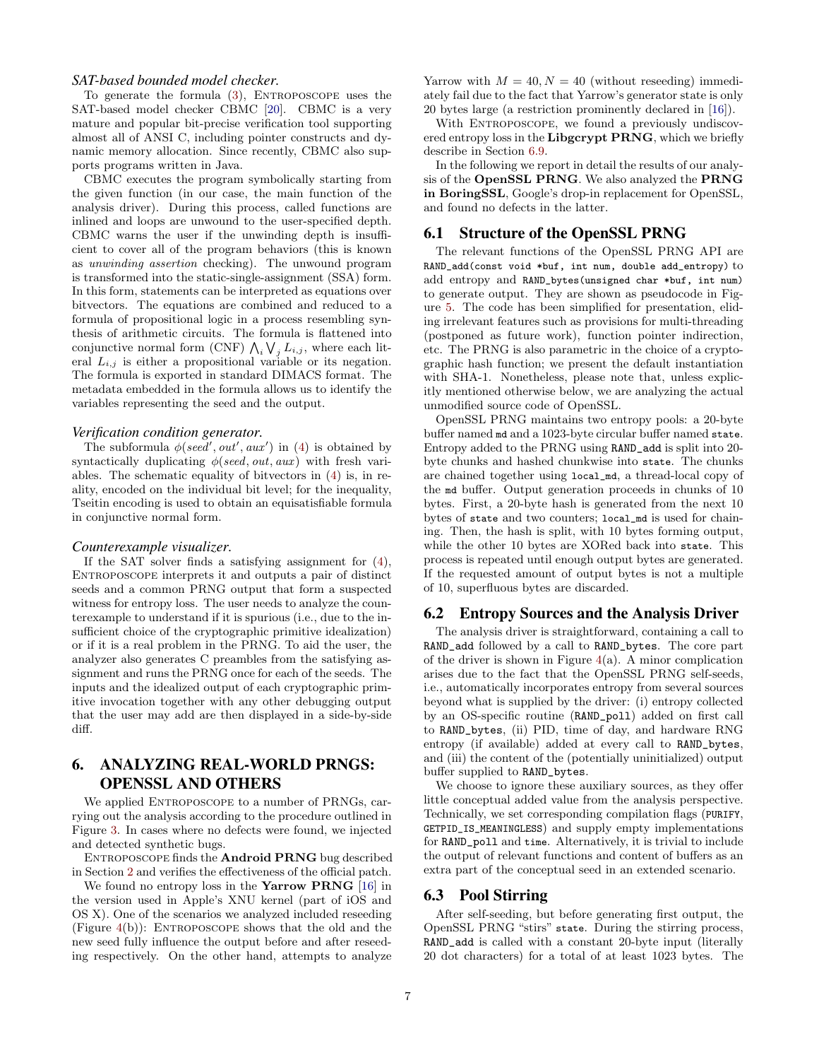*SAT-based bounded model checker.*

To generate the formula (3), Entroposcope uses the SAT-based model checker CBMC [20]. CBMC is a very mature and popular bit-precise verification tool supporting almost all of ANSI C, including pointer constructs and dynamic memory allocation. Since recently, CBMC also supports programs written in Java.

CBMC executes the program symbolically starting from the given function (in our case, the main function of the analysis driver). During this process, called functions are inlined and loops are unwound to the user-specified depth. CBMC warns the user if the unwinding depth is insufficient to cover all of the program behaviors (this is known as *unwinding assertion* checking). The unwound program is transformed into the static-single-assignment (SSA) form. In this form, statements can be interpreted as equations over bitvectors. The equations are combined and reduced to a formula of propositional logic in a process resembling synthesis of arithmetic circuits. The formula is flattened into conjunctive normal form (CNF) $\bigwedge_i \bigvee_j L_{i,j}$, where each literal $L_{i,j}$ is either a propositional variable or its negation. The formula is exported in standard DIMACS format. The metadata embedded in the formula allows us to identify the variables representing the seed and the output.

*Verification condition generator.*

The subformula $\phi(\mathit{seed}', \mathit{out}', \mathit{aux}')$ in (4) is obtained by syntactically duplicating $\phi(\mathit{seed}, \mathit{out}, \mathit{aux})$ with fresh variables. The schematic equality of bitvectors in (4) is, in reality, encoded on the individual bit level; for the inequality, Tseitin encoding is used to obtain an equisatisfiable formula in conjunctive normal form.

*Counterexample visualizer.*

If the SAT solver finds a satisfying assignment for (4), Entroposcope interprets it and outputs a pair of distinct seeds and a common PRNG output that form a suspected witness for entropy loss. The user needs to analyze the counterexample to understand if it is spurious (i.e., due to the insufficient choice of the cryptographic primitive idealization) or if it is a real problem in the PRNG. To aid the user, the analyzer also generates C preambles from the satisfying assignment and runs the PRNG once for each of the seeds. The inputs and the idealized output of each cryptographic primitive invocation together with any other debugging output that the user may add are then displayed in a side-by-side diff.

# 6. ANALYZING REAL-WORLD PRNGS: OPENSSL AND OTHERS

We applied Entroposcope to a number of PRNGs, carrying out the analysis according to the procedure outlined in Figure 3. In cases where no defects were found, we injected and detected synthetic bugs.

Entroposcope finds the **Android PRNG** bug described in Section 2 and verifies the effectiveness of the official patch.

We found no entropy loss in the **Yarrow PRNG** [16] in the version used in Apple's XNU kernel (part of iOS and OS X). One of the scenarios we analyzed included reseeding (Figure 4(b)): Entroposcope shows that the old and the new seed fully influence the output before and after reseeding respectively. On the other hand, attempts to analyze Yarrow with $M = 40, N = 40$ (without reseeding) immediately fail due to the fact that Yarrow's generator state is only 20 bytes large (a restriction prominently declared in [16]).

With Entroposcope, we found a previously undiscovered entropy loss in the **Libgcrypt PRNG**, which we briefly describe in Section 6.9.

In the following we report in detail the results of our analysis of the **OpenSSL PRNG**. We also analyzed the **PRNG in BoringSSL**, Google's drop-in replacement for OpenSSL, and found no defects in the latter.

## 6.1 Structure of the OpenSSL PRNG

The relevant functions of the OpenSSL PRNG API are `RAND_add(const void *buf, int num, double add_entropy)` to add entropy and `RAND_bytes(unsigned char *buf, int num)` to generate output. They are shown as pseudocode in Figure 5. The code has been simplified for presentation, eliding irrelevant features such as provisions for multi-threading (postponed as future work), function pointer indirection, etc. The PRNG is also parametric in the choice of a cryptographic hash function; we present the default instantiation with SHA-1. Nonetheless, please note that, unless explicitly mentioned otherwise below, we are analyzing the actual unmodified source code of OpenSSL.

OpenSSL PRNG maintains two entropy pools: a 20-byte buffer named `md` and a 1023-byte circular buffer named `state`. Entropy added to the PRNG using `RAND_add` is split into 20-byte chunks and hashed chunkwise into `state`. The chunks are chained together using `local_md`, a thread-local copy of the `md` buffer. Output generation proceeds in chunks of 10 bytes. First, a 20-byte hash is generated from the next 10 bytes of `state` and two counters; `local_md` is used for chaining. Then, the hash is split, with 10 bytes forming output, while the other 10 bytes are XORed back into `state`. This process is repeated until enough output bytes are generated. If the requested amount of output bytes is not a multiple of 10, superfluous bytes are discarded.

## 6.2 Entropy Sources and the Analysis Driver

The analysis driver is straightforward, containing a call to `RAND_add` followed by a call to `RAND_bytes`. The core part of the driver is shown in Figure 4(a). A minor complication arises due to the fact that the OpenSSL PRNG self-seeds, i.e., automatically incorporates entropy from several sources beyond what is supplied by the driver: (i) entropy collected by an OS-specific routine (`RAND_poll`) added on first call to `RAND_bytes`, (ii) PID, time of day, and hardware RNG entropy (if available) added at every call to `RAND_bytes`, and (iii) the content of the (potentially uninitialized) output buffer supplied to `RAND_bytes`.

We choose to ignore these auxiliary sources, as they offer little conceptual added value from the analysis perspective. Technically, we set corresponding compilation flags (`PURIFY`, `GETPID_IS_MEANINGLESS`) and supply empty implementations for `RAND_poll` and `time`. Alternatively, it is trivial to include the output of relevant functions and content of buffers as an extra part of the conceptual seed in an extended scenario.

## 6.3 Pool Stirring

After self-seeding, but before generating first output, the OpenSSL PRNG "stirs" `state`. During the stirring process, `RAND_add` is called with a constant 20-byte input (literally 20 dot characters) for a total of at least 1023 bytes. The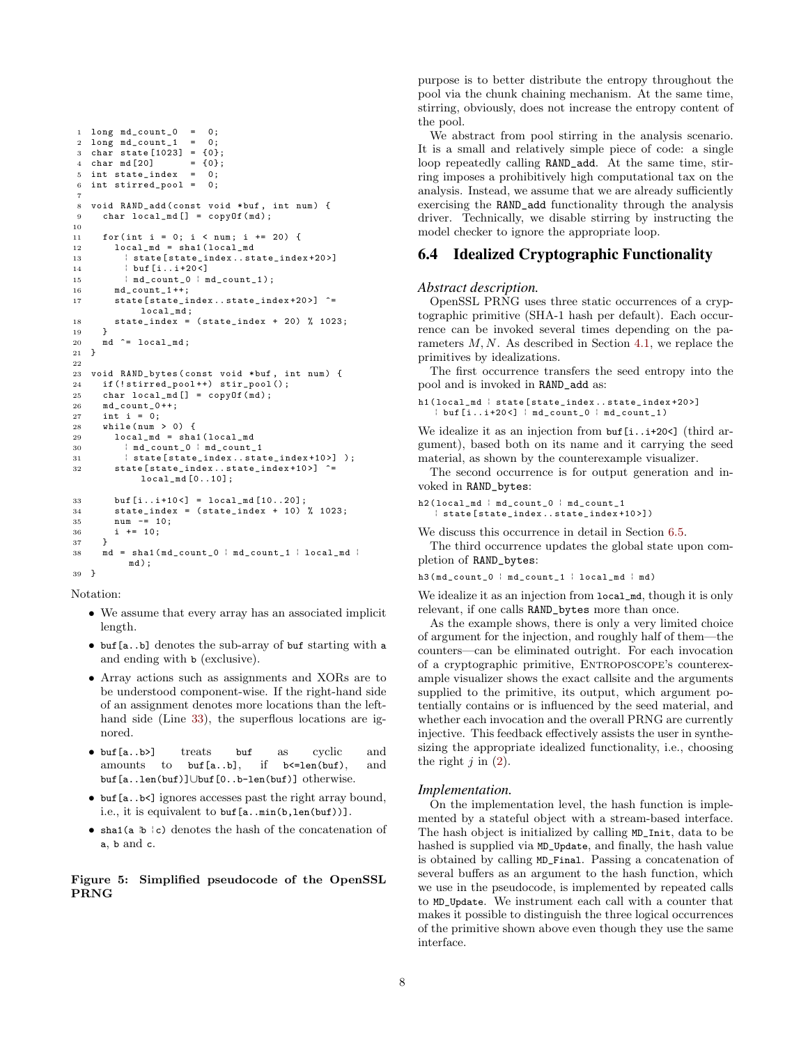```
1  long md_count_0  =  0;
2  long md_count_1  =  0;
3  char state[1023] = {0};
4  char md[20]      = {0};
5  int state_index  =  0;
6  int stirred_pool =  0;
7
8  void RAND_add(const void *buf, int num) {
9    char local_md[] = copyOf(md);
10
11   for(int i = 0; i < num; i += 20) {
12     local_md = sha1(local_md
13       ¦ state[state_index..state_index+20>]
14       ¦ buf[i..i+20<]
15       ¦ md_count_0 ¦ md_count_1);
16     md_count_1++;
17     state[state_index..state_index+20>] ^=
           local_md;
18     state_index = (state_index + 20) % 1023;
19   }
20   md ^= local_md;
21 }
22
23 void RAND_bytes(const void *buf, int num) {
24   if(!stirred_pool++) stir_pool();
25   char local_md[] = copyOf(md);
26   md_count_0++;
27   int i = 0;
28   while(num > 0) {
29     local_md = sha1(local_md
30       ¦ md_count_0 ¦ md_count_1
31       ¦ state[state_index..state_index+10>] );
32     state[state_index..state_index+10>] ^=
           local_md[0..10];

33     buf[i..i+10<] = local_md[10..20];
34     state_index = (state_index + 10) % 1023;
35     num -= 10;
36     i += 10;
37   }
38   md = sha1(md_count_0 ¦ md_count_1 ¦ local_md ¦
         md);
39 }
```

Notation:

- We assume that every array has an associated implicit length.
- `buf[a..b]` denotes the sub-array of `buf` starting with `a` and ending with `b` (exclusive).
- Array actions such as assignments and XORs are to be understood component-wise. If the right-hand side of an assignment denotes more locations than the left-hand side (Line 33), the superflous locations are ignored.
- `buf[a..b>]` treats `buf` as cyclic and amounts to `buf[a..b]`, if `b<=len(buf)`, and `buf[a..len(buf)]`∪`buf[0..b-len(buf)]` otherwise.
- `buf[a..b<]` ignores accesses past the right array bound, i.e., it is equivalent to `buf[a..min(b,len(buf))]`.
- `sha1(a ¦b ¦c)` denotes the hash of the concatenation of `a`, `b` and `c`.

**Figure 5: Simplified pseudocode of the OpenSSL PRNG**

purpose is to better distribute the entropy throughout the pool via the chunk chaining mechanism. At the same time, stirring, obviously, does not increase the entropy content of the pool.

We abstract from pool stirring in the analysis scenario. It is a small and relatively simple piece of code: a single loop repeatedly calling `RAND_add`. At the same time, stirring imposes a prohibitively high computational tax on the analysis. Instead, we assume that we are already sufficiently exercising the `RAND_add` functionality through the analysis driver. Technically, we disable stirring by instructing the model checker to ignore the appropriate loop.

## 6.4 Idealized Cryptographic Functionality

*Abstract description.*

OpenSSL PRNG uses three static occurrences of a cryptographic primitive (SHA-1 hash per default). Each occurrence can be invoked several times depending on the parameters $M, N$. As described in Section 4.1, we replace the primitives by idealizations.

The first occurrence transfers the seed entropy into the pool and is invoked in `RAND_add` as:

```
h1(local_md ¦ state[state_index..state_index+20>]
  ¦ buf[i..i+20<] ¦ md_count_0 ¦ md_count_1)
```

We idealize it as an injection from `buf[i..i+20<]` (third argument), based both on its name and it carrying the seed material, as shown by the counterexample visualizer.

The second occurrence is for output generation and invoked in `RAND_bytes`:

```
h2(local_md ¦ md_count_0 ¦ md_count_1
  ¦ state[state_index..state_index+10>])
```

We discuss this occurrence in detail in Section 6.5.

The third occurrence updates the global state upon completion of `RAND_bytes`:

```
h3(md_count_0 ¦ md_count_1 ¦ local_md ¦ md)
```

We idealize it as an injection from `local_md`, though it is only relevant, if one calls `RAND_bytes` more than once.

As the example shows, there is only a very limited choice of argument for the injection, and roughly half of them—the counters—can be eliminated outright. For each invocation of a cryptographic primitive, Entroposcope's counterexample visualizer shows the exact callsite and the arguments supplied to the primitive, its output, which argument potentially contains or is influenced by the seed material, and whether each invocation and the overall PRNG are currently injective. This feedback effectively assists the user in synthesizing the appropriate idealized functionality, i.e., choosing the right $j$ in (2).

*Implementation.*

On the implementation level, the hash function is implemented by a stateful object with a stream-based interface. The hash object is initialized by calling `MD_Init`, data to be hashed is supplied via `MD_Update`, and finally, the hash value is obtained by calling `MD_Final`. Passing a concatenation of several buffers as an argument to the hash function, which we use in the pseudocode, is implemented by repeated calls to `MD_Update`. We instrument each call with a counter that makes it possible to distinguish the three logical occurrences of the primitive shown above even though they use the same interface.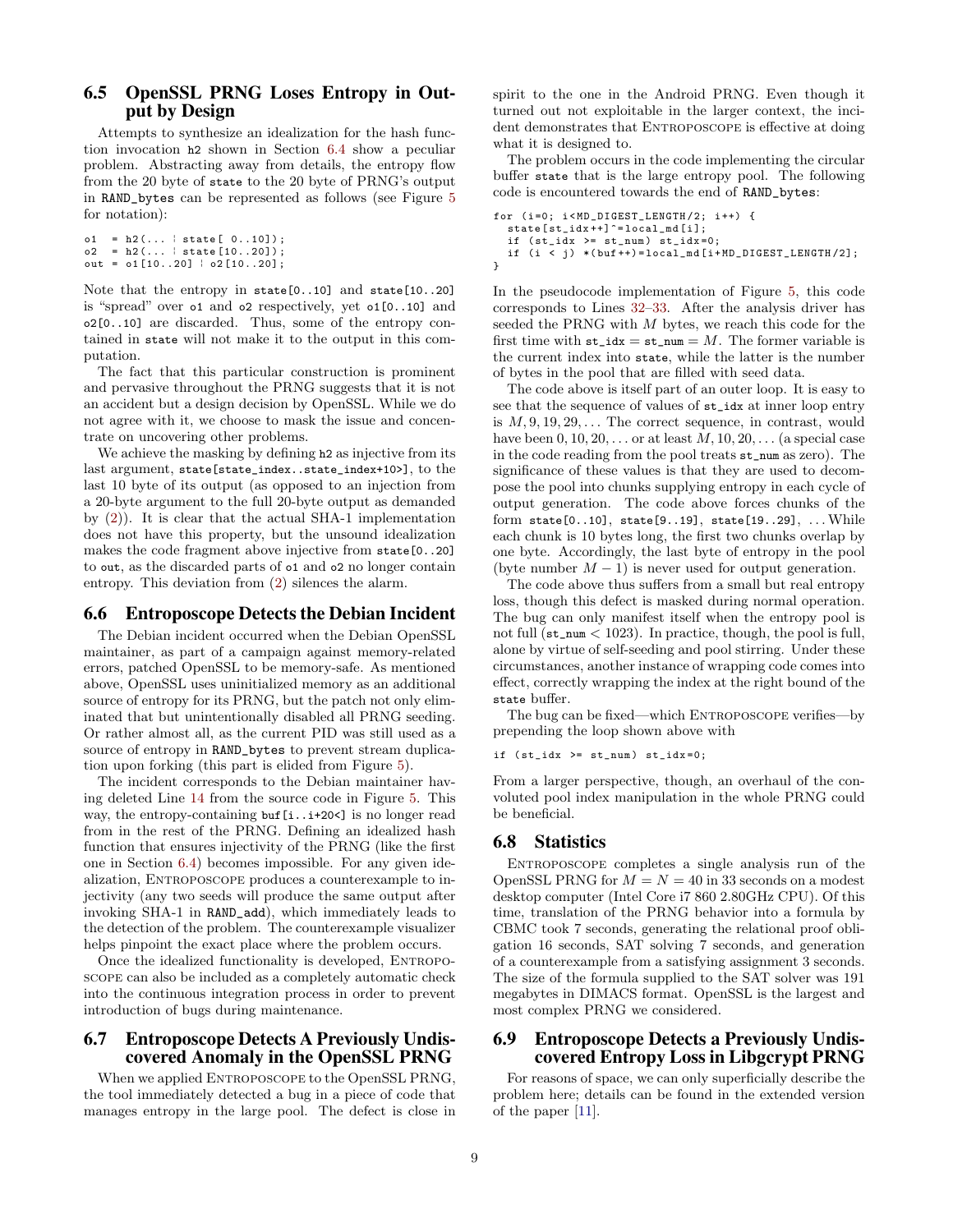## 6.5 OpenSSL PRNG Loses Entropy in Output by Design

Attempts to synthesize an idealization for the hash function invocation `h2` shown in Section 6.4 show a peculiar problem. Abstracting away from details, the entropy flow from the 20 byte of `state` to the 20 byte of PRNG's output in `RAND_bytes` can be represented as follows (see Figure 5 for notation):

```
o1  = h2(... ¦ state[ 0..10]);
o2  = h2(... ¦ state[10..20]);
out = o1[10..20] ¦ o2[10..20];
```

Note that the entropy in `state[0..10]` and `state[10..20]` is "spread" over `o1` and `o2` respectively, yet `o1[0..10]` and `o2[0..10]` are discarded. Thus, some of the entropy contained in `state` will not make it to the output in this computation.

The fact that this particular construction is prominent and pervasive throughout the PRNG suggests that it is not an accident but a design decision by OpenSSL. While we do not agree with it, we choose to mask the issue and concentrate on uncovering other problems.

We achieve the masking by defining `h2` as injective from its last argument, `state[state_index..state_index+10>]`, to the last 10 byte of its output (as opposed to an injection from a 20-byte argument to the full 20-byte output as demanded by (2)). It is clear that the actual SHA-1 implementation does not have this property, but the unsound idealization makes the code fragment above injective from `state[0..20]` to `out`, as the discarded parts of `o1` and `o2` no longer contain entropy. This deviation from (2) silences the alarm.

## 6.6 Entroposcope Detects the Debian Incident

The Debian incident occurred when the Debian OpenSSL maintainer, as part of a campaign against memory-related errors, patched OpenSSL to be memory-safe. As mentioned above, OpenSSL uses uninitialized memory as an additional source of entropy for its PRNG, but the patch not only eliminated that but unintentionally disabled all PRNG seeding. Or rather almost all, as the current PID was still used as a source of entropy in `RAND_bytes` to prevent stream duplication upon forking (this part is elided from Figure 5).

The incident corresponds to the Debian maintainer having deleted Line 14 from the source code in Figure 5. This way, the entropy-containing `buf[i..i+20<]` is no longer read from in the rest of the PRNG. Defining an idealized hash function that ensures injectivity of the PRNG (like the first one in Section 6.4) becomes impossible. For any given idealization, Entroposcope produces a counterexample to injectivity (any two seeds will produce the same output after invoking SHA-1 in `RAND_add`), which immediately leads to the detection of the problem. The counterexample visualizer helps pinpoint the exact place where the problem occurs.

Once the idealized functionality is developed, Entroposcope can also be included as a completely automatic check into the continuous integration process in order to prevent introduction of bugs during maintenance.

## 6.7 Entroposcope Detects A Previously Undiscovered Anomaly in the OpenSSL PRNG

When we applied Entroposcope to the OpenSSL PRNG, the tool immediately detected a bug in a piece of code that manages entropy in the large pool. The defect is close in spirit to the one in the Android PRNG. Even though it turned out not exploitable in the larger context, the incident demonstrates that Entroposcope is effective at doing what it is designed to.

The problem occurs in the code implementing the circular buffer `state` that is the large entropy pool. The following code is encountered towards the end of `RAND_bytes`:

```
for (i=0; i<MD_DIGEST_LENGTH/2; i++) {
  state[st_idx++]^=local_md[i];
  if (st_idx >= st_num) st_idx=0;
  if (i < j) *(buf++)=local_md[i+MD_DIGEST_LENGTH/2];
}
```

In the pseudocode implementation of Figure 5, this code corresponds to Lines 32–33. After the analysis driver has seeded the PRNG with $M$ bytes, we reach this code for the first time with `st_idx` = `st_num` = $M$. The former variable is the current index into `state`, while the latter is the number of bytes in the pool that are filled with seed data.

The code above is itself part of an outer loop. It is easy to see that the sequence of values of `st_idx` at inner loop entry is $M, 9, 19, 29, \dots$ The correct sequence, in contrast, would have been $0, 10, 20, \dots$ or at least $M, 10, 20, \dots$ (a special case in the code reading from the pool treats `st_num` as zero). The significance of these values is that they are used to decompose the pool into chunks supplying entropy in each cycle of output generation. The code above forces chunks of the form `state[0..10]`, `state[9..19]`, `state[19..29]`, ... While each chunk is 10 bytes long, the first two chunks overlap by one byte. Accordingly, the last byte of entropy in the pool (byte number $M-1$) is never used for output generation.

The code above thus suffers from a small but real entropy loss, though this defect is masked during normal operation. The bug can only manifest itself when the entropy pool is not full (`st_num` $< 1023$). In practice, though, the pool is full, alone by virtue of self-seeding and pool stirring. Under these circumstances, another instance of wrapping code comes into effect, correctly wrapping the index at the right bound of the `state` buffer.

The bug can be fixed—which Entroposcope verifies—by prepending the loop shown above with

```
if (st_idx >= st_num) st_idx=0;
```

From a larger perspective, though, an overhaul of the convoluted pool index manipulation in the whole PRNG could be beneficial.

## 6.8 Statistics

Entroposcope completes a single analysis run of the OpenSSL PRNG for $M = N = 40$ in 33 seconds on a modest desktop computer (Intel Core i7 860 2.80GHz CPU). Of this time, translation of the PRNG behavior into a formula by CBMC took 7 seconds, generating the relational proof obligation 16 seconds, SAT solving 7 seconds, and generation of a counterexample from a satisfying assignment 3 seconds. The size of the formula supplied to the SAT solver was 191 megabytes in DIMACS format. OpenSSL is the largest and most complex PRNG we considered.

## 6.9 Entroposcope Detects a Previously Undiscovered Entropy Loss in Libgcrypt PRNG

For reasons of space, we can only superficially describe the problem here; details can be found in the extended version of the paper [11].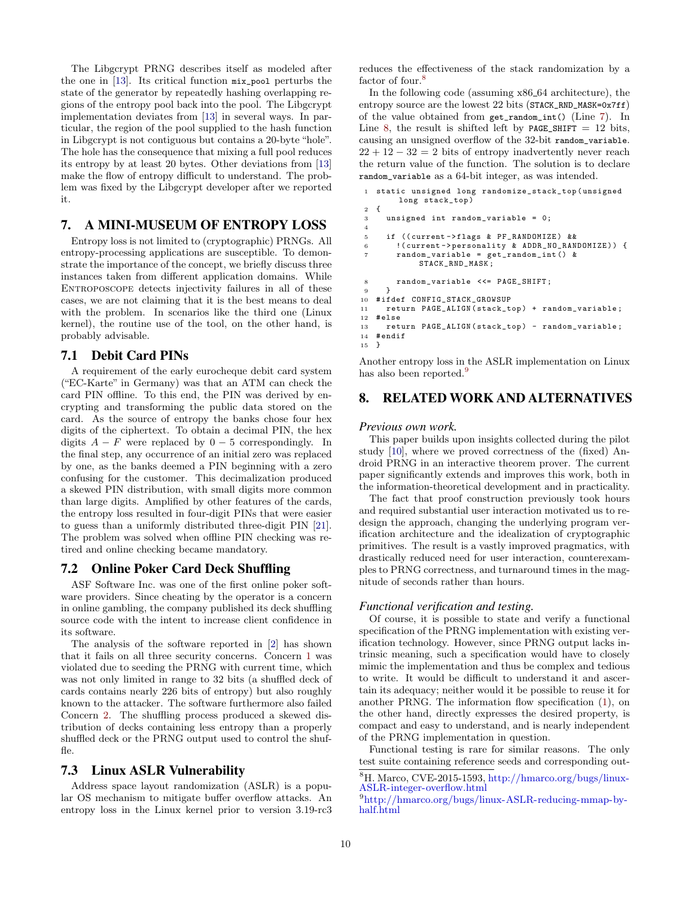The Libgcrypt PRNG describes itself as modeled after the one in [13]. Its critical function `mix_pool` perturbs the state of the generator by repeatedly hashing overlapping regions of the entropy pool back into the pool. The Libgcrypt implementation deviates from [13] in several ways. In particular, the region of the pool supplied to the hash function in Libgcrypt is not contiguous but contains a 20-byte "hole". The hole has the consequence that mixing a full pool reduces its entropy by at least 20 bytes. Other deviations from [13] make the flow of entropy difficult to understand. The problem was fixed by the Libgcrypt developer after we reported it.

## 7. A MINI-MUSEUM OF ENTROPY LOSS

Entropy loss is not limited to (cryptographic) PRNGs. All entropy-processing applications are susceptible. To demonstrate the importance of the concept, we briefly discuss three instances taken from different application domains. While Entroposcope detects injectivity failures in all of these cases, we are not claiming that it is the best means to deal with the problem. In scenarios like the third one (Linux kernel), the routine use of the tool, on the other hand, is probably advisable.

### 7.1 Debit Card PINs

A requirement of the early eurocheque debit card system ("EC-Karte" in Germany) was that an ATM can check the card PIN offline. To this end, the PIN was derived by encrypting and transforming the public data stored on the card. As the source of entropy the banks chose four hex digits of the ciphertext. To obtain a decimal PIN, the hex digits $A - F$ were replaced by $0 - 5$ correspondingly. In the final step, any occurrence of an initial zero was replaced by one, as the banks deemed a PIN beginning with a zero confusing for the customer. This decimalization produced a skewed PIN distribution, with small digits more common than large digits. Amplified by other features of the cards, the entropy loss resulted in four-digit PINs that were easier to guess than a uniformly distributed three-digit PIN [21]. The problem was solved when offline PIN checking was retired and online checking became mandatory.

### 7.2 Online Poker Card Deck Shuffling

ASF Software Inc. was one of the first online poker software providers. Since cheating by the operator is a concern in online gambling, the company published its deck shuffling source code with the intent to increase client confidence in its software.

The analysis of the software reported in [2] has shown that it fails on all three security concerns. Concern 1 was violated due to seeding the PRNG with current time, which was not only limited in range to 32 bits (a shuffled deck of cards contains nearly 226 bits of entropy) but also roughly known to the attacker. The software furthermore also failed Concern 2. The shuffling process produced a skewed distribution of decks containing less entropy than a properly shuffled deck or the PRNG output used to control the shuffle.

### 7.3 Linux ASLR Vulnerability

Address space layout randomization (ASLR) is a popular OS mechanism to mitigate buffer overflow attacks. An entropy loss in the Linux kernel prior to version 3.19-rc3 reduces the effectiveness of the stack randomization by a factor of four.[8]

In the following code (assuming x86_64 architecture), the entropy source are the lowest 22 bits (`STACK_RND_MASK=0x7ff`) of the value obtained from `get_random_int()` (Line 7). In Line 8, the result is shifted left by `PAGE_SHIFT` = 12 bits, causing an unsigned overflow of the 32-bit `random_variable`. $22 + 12 - 32 = 2$ bits of entropy inadvertently never reach the return value of the function. The solution is to declare `random_variable` as a 64-bit integer, as was intended.

```
1  static unsigned long randomize_stack_top(unsigned
       long stack_top)
2  {
3    unsigned int random_variable = 0;
4
5    if ((current->flags & PF_RANDOMIZE) &&
6      !(current->personality & ADDR_NO_RANDOMIZE)) {
7      random_variable = get_random_int() &
           STACK_RND_MASK;
8      random_variable <<= PAGE_SHIFT;
9    }
10 #ifdef CONFIG_STACK_GROWSUP
11   return PAGE_ALIGN(stack_top) + random_variable;
12 #else
13   return PAGE_ALIGN(stack_top) - random_variable;
14 #endif
15 }
```

Another entropy loss in the ASLR implementation on Linux has also been reported.[9]

## 8. RELATED WORK AND ALTERNATIVES

*Previous own work.*

This paper builds upon insights collected during the pilot study [10], where we proved correctness of the (fixed) Android PRNG in an interactive theorem prover. The current paper significantly extends and improves this work, both in the information-theoretical development and in practicality.

The fact that proof construction previously took hours and required substantial user interaction motivated us to redesign the approach, changing the underlying program verification architecture and the idealization of cryptographic primitives. The result is a vastly improved pragmatics, with drastically reduced need for user interaction, counterexamples to PRNG correctness, and turnaround times in the magnitude of seconds rather than hours.

*Functional verification and testing.*

Of course, it is possible to state and verify a functional specification of the PRNG implementation with existing verification technology. However, since PRNG output lacks intrinsic meaning, such a specification would have to closely mimic the implementation and thus be complex and tedious to write. It would be difficult to understand it and ascertain its adequacy; neither would it be possible to reuse it for another PRNG. The information flow specification (1), on the other hand, directly expresses the desired property, is compact and easy to understand, and is nearly independent of the PRNG implementation in question.

Functional testing is rare for similar reasons. The only test suite containing reference seeds and corresponding out-

[8] H. Marco, CVE-2015-1593, http://hmarco.org/bugs/linux-ASLR-integer-overflow.html

[9] http://hmarco.org/bugs/linux-ASLR-reducing-mmap-by-half.html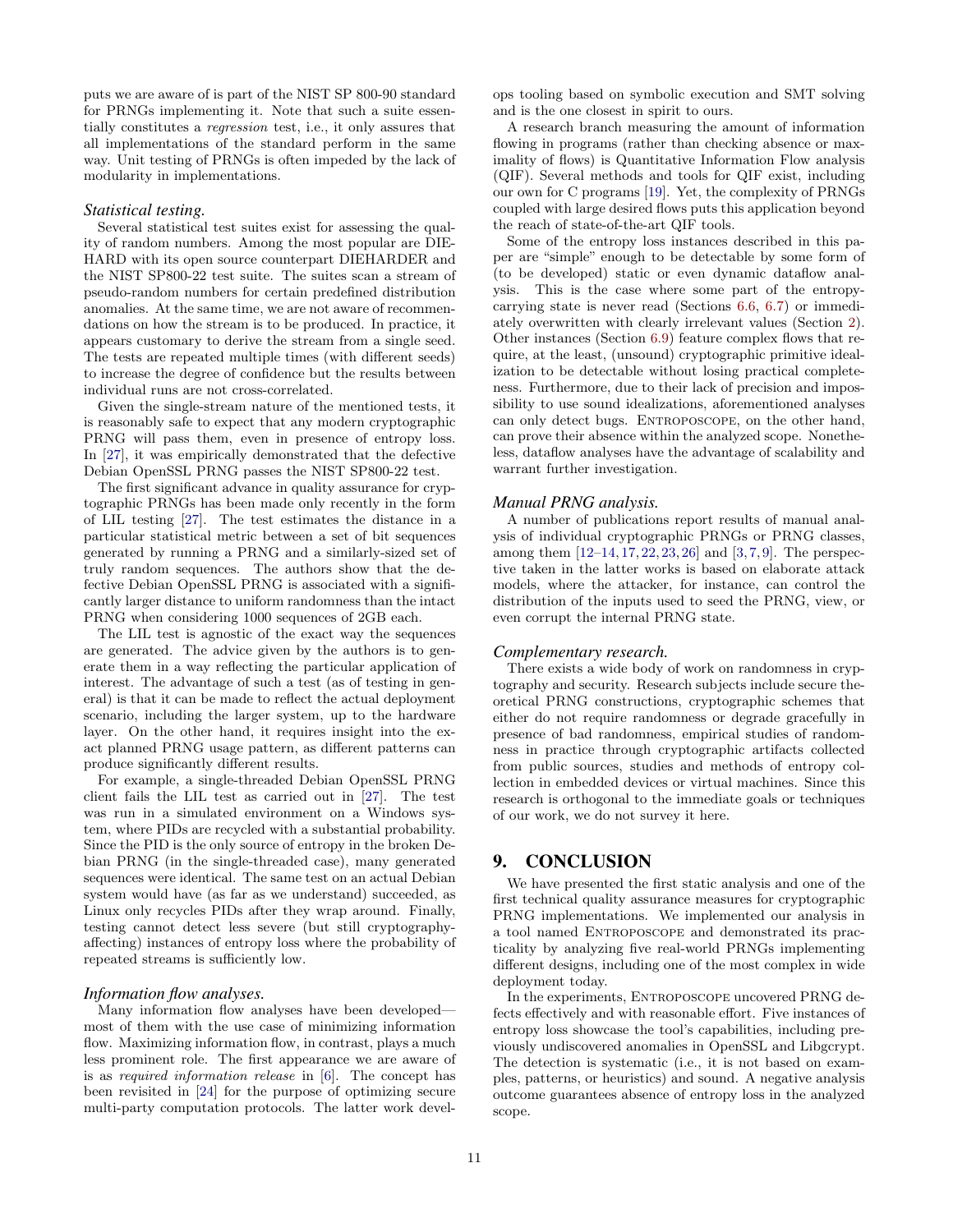puts we are aware of is part of the NIST SP 800-90 standard for PRNGs implementing it. Note that such a suite essentially constitutes a *regression* test, i.e., it only assures that all implementations of the standard perform in the same way. Unit testing of PRNGs is often impeded by the lack of modularity in implementations.

### *Statistical testing.*

Several statistical test suites exist for assessing the quality of random numbers. Among the most popular are DIEHARD with its open source counterpart DIEHARDER and the NIST SP800-22 test suite. The suites scan a stream of pseudo-random numbers for certain predefined distribution anomalies. At the same time, we are not aware of recommendations on how the stream is to be produced. In practice, it appears customary to derive the stream from a single seed. The tests are repeated multiple times (with different seeds) to increase the degree of confidence but the results between individual runs are not cross-correlated.

Given the single-stream nature of the mentioned tests, it is reasonably safe to expect that any modern cryptographic PRNG will pass them, even in presence of entropy loss. In [27], it was empirically demonstrated that the defective Debian OpenSSL PRNG passes the NIST SP800-22 test.

The first significant advance in quality assurance for cryptographic PRNGs has been made only recently in the form of LIL testing [27]. The test estimates the distance in a particular statistical metric between a set of bit sequences generated by running a PRNG and a similarly-sized set of truly random sequences. The authors show that the defective Debian OpenSSL PRNG is associated with a significantly larger distance to uniform randomness than the intact PRNG when considering 1000 sequences of 2GB each.

The LIL test is agnostic of the exact way the sequences are generated. The advice given by the authors is to generate them in a way reflecting the particular application of interest. The advantage of such a test (as of testing in general) is that it can be made to reflect the actual deployment scenario, including the larger system, up to the hardware layer. On the other hand, it requires insight into the exact planned PRNG usage pattern, as different patterns can produce significantly different results.

For example, a single-threaded Debian OpenSSL PRNG client fails the LIL test as carried out in [27]. The test was run in a simulated environment on a Windows system, where PIDs are recycled with a substantial probability. Since the PID is the only source of entropy in the broken Debian PRNG (in the single-threaded case), many generated sequences were identical. The same test on an actual Debian system would have (as far as we understand) succeeded, as Linux only recycles PIDs after they wrap around. Finally, testing cannot detect less severe (but still cryptography-affecting) instances of entropy loss where the probability of repeated streams is sufficiently low.

### *Information flow analyses.*

Many information flow analyses have been developed—most of them with the use case of minimizing information flow. Maximizing information flow, in contrast, plays a much less prominent role. The first appearance we are aware of is as *required information release* in [6]. The concept has been revisited in [24] for the purpose of optimizing secure multi-party computation protocols. The latter work develops tooling based on symbolic execution and SMT solving and is the one closest in spirit to ours.

A research branch measuring the amount of information flowing in programs (rather than checking absence or maximality of flows) is Quantitative Information Flow analysis (QIF). Several methods and tools for QIF exist, including our own for C programs [19]. Yet, the complexity of PRNGs coupled with large desired flows puts this application beyond the reach of state-of-the-art QIF tools.

Some of the entropy loss instances described in this paper are "simple" enough to be detectable by some form of (to be developed) static or even dynamic dataflow analysis. This is the case where some part of the entropy-carrying state is never read (Sections 6.6, 6.7) or immediately overwritten with clearly irrelevant values (Section 2). Other instances (Section 6.9) feature complex flows that require, at the least, (unsound) cryptographic primitive idealization to be detectable without losing practical completeness. Furthermore, due to their lack of precision and impossibility to use sound idealizations, aforementioned analyses can only detect bugs. Entroposcope, on the other hand, can prove their absence within the analyzed scope. Nonetheless, dataflow analyses have the advantage of scalability and warrant further investigation.

### *Manual PRNG analysis.*

A number of publications report results of manual analysis of individual cryptographic PRNGs or PRNG classes, among them [12–14, 17, 22, 23, 26] and [3, 7, 9]. The perspective taken in the latter works is based on elaborate attack models, where the attacker, for instance, can control the distribution of the inputs used to seed the PRNG, view, or even corrupt the internal PRNG state.

### *Complementary research.*

There exists a wide body of work on randomness in cryptography and security. Research subjects include secure theoretical PRNG constructions, cryptographic schemes that either do not require randomness or degrade gracefully in presence of bad randomness, empirical studies of randomness in practice through cryptographic artifacts collected from public sources, studies and methods of entropy collection in embedded devices or virtual machines. Since this research is orthogonal to the immediate goals or techniques of our work, we do not survey it here.

## 9. CONCLUSION

We have presented the first static analysis and one of the first technical quality assurance measures for cryptographic PRNG implementations. We implemented our analysis in a tool named Entroposcope and demonstrated its practicality by analyzing five real-world PRNGs implementing different designs, including one of the most complex in wide deployment today.

In the experiments, Entroposcope uncovered PRNG defects effectively and with reasonable effort. Five instances of entropy loss showcase the tool's capabilities, including previously undiscovered anomalies in OpenSSL and Libgcrypt. The detection is systematic (i.e., it is not based on examples, patterns, or heuristics) and sound. A negative analysis outcome guarantees absence of entropy loss in the analyzed scope.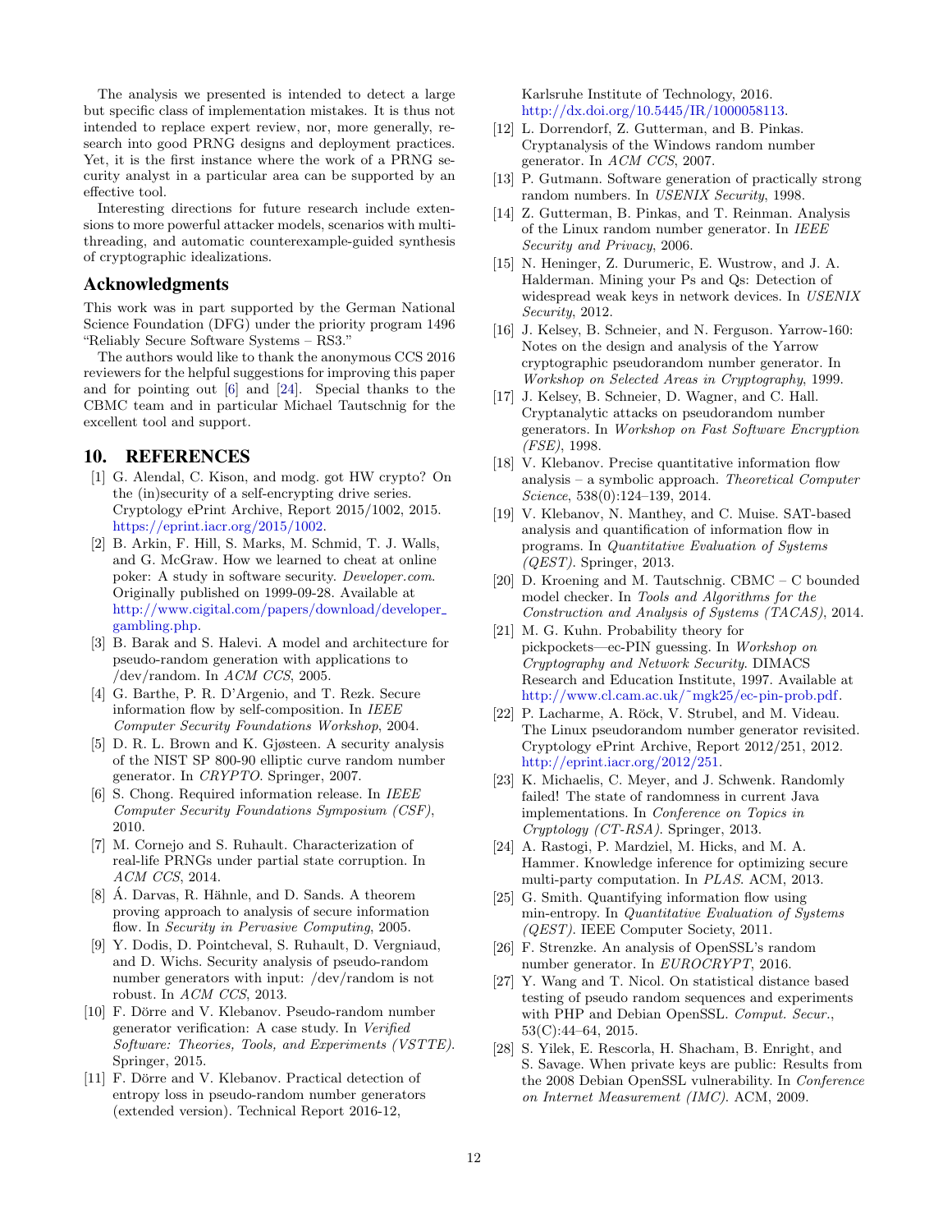The analysis we presented is intended to detect a large but specific class of implementation mistakes. It is thus not intended to replace expert review, nor, more generally, research into good PRNG designs and deployment practices. Yet, it is the first instance where the work of a PRNG security analyst in a particular area can be supported by an effective tool.

Interesting directions for future research include extensions to more powerful attacker models, scenarios with multithreading, and automatic counterexample-guided synthesis of cryptographic idealizations.

## Acknowledgments

This work was in part supported by the German National Science Foundation (DFG) under the priority program 1496 "Reliably Secure Software Systems – RS3."

The authors would like to thank the anonymous CCS 2016 reviewers for the helpful suggestions for improving this paper and for pointing out [6] and [24]. Special thanks to the CBMC team and in particular Michael Tautschnig for the excellent tool and support.

## 10. REFERENCES

[1] G. Alendal, C. Kison, and modg. got HW crypto? On the (in)security of a self-encrypting drive series. Cryptology ePrint Archive, Report 2015/1002, 2015. https://eprint.iacr.org/2015/1002.

[2] B. Arkin, F. Hill, S. Marks, M. Schmid, T. J. Walls, and G. McGraw. How we learned to cheat at online poker: A study in software security. *Developer.com*. Originally published on 1999-09-28. Available at http://www.cigital.com/papers/download/developer_gambling.php.

[3] B. Barak and S. Halevi. A model and architecture for pseudo-random generation with applications to /dev/random. In *ACM CCS*, 2005.

[4] G. Barthe, P. R. D'Argenio, and T. Rezk. Secure information flow by self-composition. In *IEEE Computer Security Foundations Workshop*, 2004.

[5] D. R. L. Brown and K. Gjøsteen. A security analysis of the NIST SP 800-90 elliptic curve random number generator. In *CRYPTO*. Springer, 2007.

[6] S. Chong. Required information release. In *IEEE Computer Security Foundations Symposium (CSF)*, 2010.

[7] M. Cornejo and S. Ruhault. Characterization of real-life PRNGs under partial state corruption. In *ACM CCS*, 2014.

[8] Á. Darvas, R. Hähnle, and D. Sands. A theorem proving approach to analysis of secure information flow. In *Security in Pervasive Computing*, 2005.

[9] Y. Dodis, D. Pointcheval, S. Ruhault, D. Vergniaud, and D. Wichs. Security analysis of pseudo-random number generators with input: /dev/random is not robust. In *ACM CCS*, 2013.

[10] F. Dörre and V. Klebanov. Pseudo-random number generator verification: A case study. In *Verified Software: Theories, Tools, and Experiments (VSTTE)*. Springer, 2015.

[11] F. Dörre and V. Klebanov. Practical detection of entropy loss in pseudo-random number generators (extended version). Technical Report 2016-12, Karlsruhe Institute of Technology, 2016. http://dx.doi.org/10.5445/IR/1000058113.

[12] L. Dorrendorf, Z. Gutterman, and B. Pinkas. Cryptanalysis of the Windows random number generator. In *ACM CCS*, 2007.

[13] P. Gutmann. Software generation of practically strong random numbers. In *USENIX Security*, 1998.

[14] Z. Gutterman, B. Pinkas, and T. Reinman. Analysis of the Linux random number generator. In *IEEE Security and Privacy*, 2006.

[15] N. Heninger, Z. Durumeric, E. Wustrow, and J. A. Halderman. Mining your Ps and Qs: Detection of widespread weak keys in network devices. In *USENIX Security*, 2012.

[16] J. Kelsey, B. Schneier, and N. Ferguson. Yarrow-160: Notes on the design and analysis of the Yarrow cryptographic pseudorandom number generator. In *Workshop on Selected Areas in Cryptography*, 1999.

[17] J. Kelsey, B. Schneier, D. Wagner, and C. Hall. Cryptanalytic attacks on pseudorandom number generators. In *Workshop on Fast Software Encryption (FSE)*, 1998.

[18] V. Klebanov. Precise quantitative information flow analysis – a symbolic approach. *Theoretical Computer Science*, 538(0):124–139, 2014.

[19] V. Klebanov, N. Manthey, and C. Muise. SAT-based analysis and quantification of information flow in programs. In *Quantitative Evaluation of Systems (QEST)*. Springer, 2013.

[20] D. Kroening and M. Tautschnig. CBMC – C bounded model checker. In *Tools and Algorithms for the Construction and Analysis of Systems (TACAS)*, 2014.

[21] M. G. Kuhn. Probability theory for pickpockets—ec-PIN guessing. In *Workshop on Cryptography and Network Security*. DIMACS Research and Education Institute, 1997. Available at http://www.cl.cam.ac.uk/~mgk25/ec-pin-prob.pdf.

[22] P. Lacharme, A. Röck, V. Strubel, and M. Videau. The Linux pseudorandom number generator revisited. Cryptology ePrint Archive, Report 2012/251, 2012. http://eprint.iacr.org/2012/251.

[23] K. Michaelis, C. Meyer, and J. Schwenk. Randomly failed! The state of randomness in current Java implementations. In *Conference on Topics in Cryptology (CT-RSA)*. Springer, 2013.

[24] A. Rastogi, P. Mardziel, M. Hicks, and M. A. Hammer. Knowledge inference for optimizing secure multi-party computation. In *PLAS*. ACM, 2013.

[25] G. Smith. Quantifying information flow using min-entropy. In *Quantitative Evaluation of Systems (QEST)*. IEEE Computer Society, 2011.

[26] F. Strenzke. An analysis of OpenSSL's random number generator. In *EUROCRYPT*, 2016.

[27] Y. Wang and T. Nicol. On statistical distance based testing of pseudo random sequences and experiments with PHP and Debian OpenSSL. *Comput. Secur.*, 53(C):44–64, 2015.

[28] S. Yilek, E. Rescorla, H. Shacham, B. Enright, and S. Savage. When private keys are public: Results from the 2008 Debian OpenSSL vulnerability. In *Conference on Internet Measurement (IMC)*. ACM, 2009.